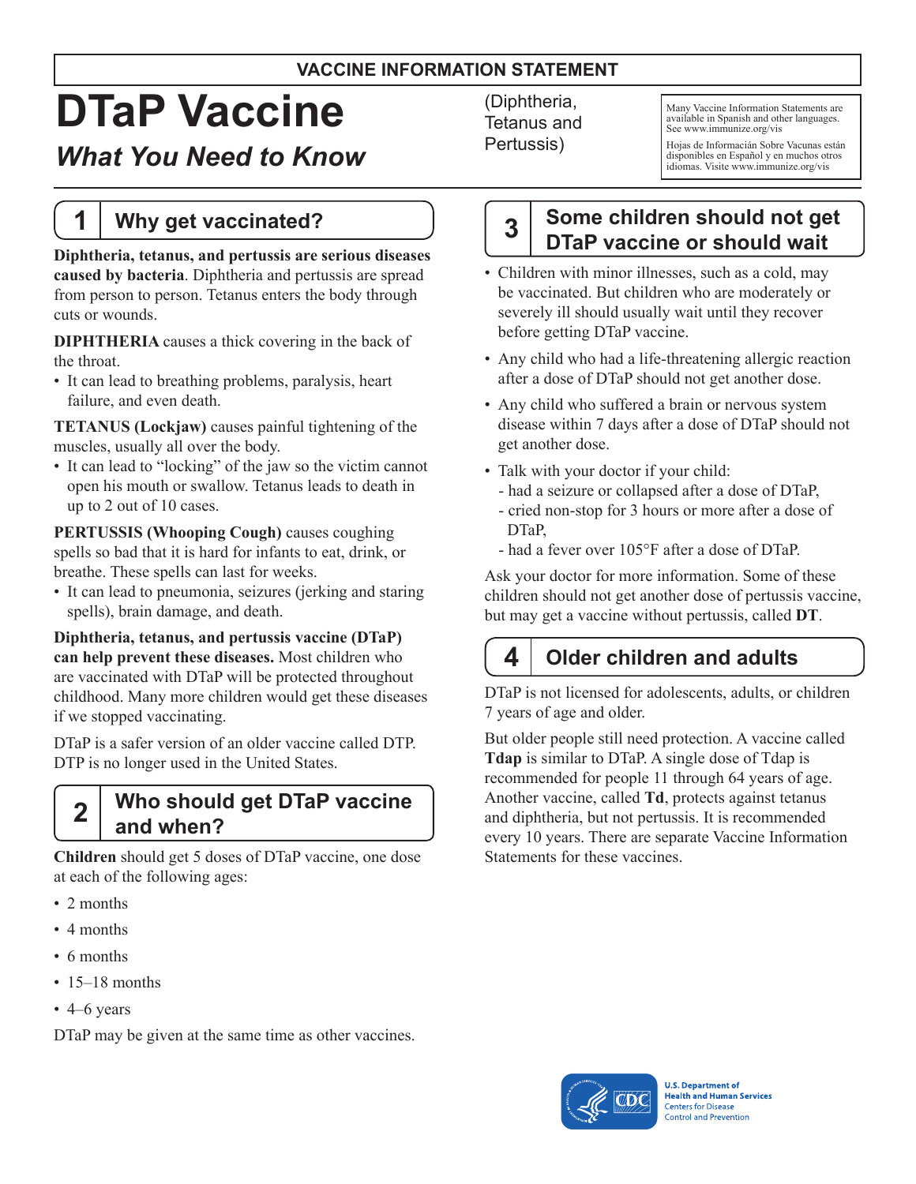**VACCINE INFORMATION STATEMENT**

# DTaP Vaccine

## *What You Need to Know*

(Diphtheria, Tetanus and Pertussis)

Many Vaccine Information Statements are available in Spanish and other languages. See www.immunize.org/vis

Hojas de Información Sobre Vacunas están disponibles en Español y en muchos otros idiomas. Visite www.immunize.org/vis

## 1 Why get vaccinated?

**Diphtheria, tetanus, and pertussis are serious diseases caused by bacteria**. Diphtheria and pertussis are spread from person to person. Tetanus enters the body through cuts or wounds.

**DIPHTHERIA** causes a thick covering in the back of the throat.

- It can lead to breathing problems, paralysis, heart failure, and even death.

**TETANUS (Lockjaw)** causes painful tightening of the muscles, usually all over the body.

- It can lead to "locking" of the jaw so the victim cannot open his mouth or swallow. Tetanus leads to death in up to 2 out of 10 cases.

**PERTUSSIS (Whooping Cough)** causes coughing spells so bad that it is hard for infants to eat, drink, or breathe. These spells can last for weeks.

- It can lead to pneumonia, seizures (jerking and staring spells), brain damage, and death.

**Diphtheria, tetanus, and pertussis vaccine (DTaP) can help prevent these diseases.** Most children who are vaccinated with DTaP will be protected throughout childhood. Many more children would get these diseases if we stopped vaccinating.

DTaP is a safer version of an older vaccine called DTP. DTP is no longer used in the United States.

## 2 Who should get DTaP vaccine and when?

**Children** should get 5 doses of DTaP vaccine, one dose at each of the following ages:

- 2 months
- 4 months
- 6 months
- 15–18 months
- 4–6 years

DTaP may be given at the same time as other vaccines.

## 3 Some children should not get DTaP vaccine or should wait

- Children with minor illnesses, such as a cold, may be vaccinated. But children who are moderately or severely ill should usually wait until they recover before getting DTaP vaccine.
- Any child who had a life-threatening allergic reaction after a dose of DTaP should not get another dose.
- Any child who suffered a brain or nervous system disease within 7 days after a dose of DTaP should not get another dose.
- Talk with your doctor if your child:
  - had a seizure or collapsed after a dose of DTaP,
  - cried non-stop for 3 hours or more after a dose of DTaP,
  - had a fever over 105°F after a dose of DTaP.

Ask your doctor for more information. Some of these children should not get another dose of pertussis vaccine, but may get a vaccine without pertussis, called **DT**.

## 4 Older children and adults

DTaP is not licensed for adolescents, adults, or children 7 years of age and older.

But older people still need protection. A vaccine called **Tdap** is similar to DTaP. A single dose of Tdap is recommended for people 11 through 64 years of age. Another vaccine, called **Td**, protects against tetanus and diphtheria, but not pertussis. It is recommended every 10 years. There are separate Vaccine Information Statements for these vaccines.

U.S. Department of Health and Human Services
Centers for Disease Control and Prevention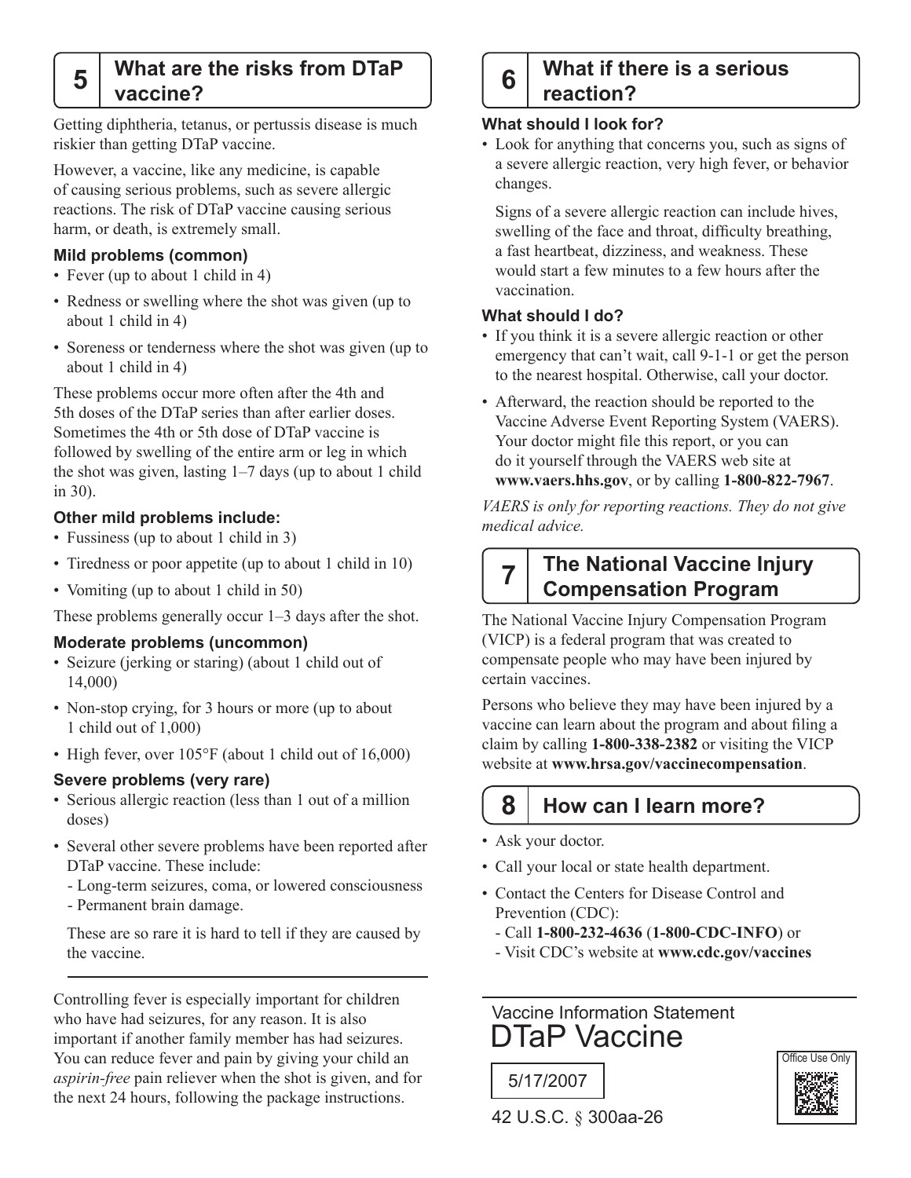## 5 What are the risks from DTaP vaccine?

Getting diphtheria, tetanus, or pertussis disease is much riskier than getting DTaP vaccine.

However, a vaccine, like any medicine, is capable of causing serious problems, such as severe allergic reactions. The risk of DTaP vaccine causing serious harm, or death, is extremely small.

**Mild problems (common)**

- Fever (up to about 1 child in 4)
- Redness or swelling where the shot was given (up to about 1 child in 4)
- Soreness or tenderness where the shot was given (up to about 1 child in 4)

These problems occur more often after the 4th and 5th doses of the DTaP series than after earlier doses. Sometimes the 4th or 5th dose of DTaP vaccine is followed by swelling of the entire arm or leg in which the shot was given, lasting 1–7 days (up to about 1 child in 30).

**Other mild problems include:**

- Fussiness (up to about 1 child in 3)
- Tiredness or poor appetite (up to about 1 child in 10)
- Vomiting (up to about 1 child in 50)

These problems generally occur 1–3 days after the shot.

**Moderate problems (uncommon)**

- Seizure (jerking or staring) (about 1 child out of 14,000)
- Non-stop crying, for 3 hours or more (up to about 1 child out of 1,000)
- High fever, over 105°F (about 1 child out of 16,000)

**Severe problems (very rare)**

- Serious allergic reaction (less than 1 out of a million doses)
- Several other severe problems have been reported after DTaP vaccine. These include:
  - Long-term seizures, coma, or lowered consciousness
  - Permanent brain damage.

  These are so rare it is hard to tell if they are caused by the vaccine.

---

Controlling fever is especially important for children who have had seizures, for any reason. It is also important if another family member has had seizures. You can reduce fever and pain by giving your child an *aspirin-free* pain reliever when the shot is given, and for the next 24 hours, following the package instructions.

## 6 What if there is a serious reaction?

**What should I look for?**

- Look for anything that concerns you, such as signs of a severe allergic reaction, very high fever, or behavior changes.

  Signs of a severe allergic reaction can include hives, swelling of the face and throat, difficulty breathing, a fast heartbeat, dizziness, and weakness. These would start a few minutes to a few hours after the vaccination.

**What should I do?**

- If you think it is a severe allergic reaction or other emergency that can't wait, call 9-1-1 or get the person to the nearest hospital. Otherwise, call your doctor.
- Afterward, the reaction should be reported to the Vaccine Adverse Event Reporting System (VAERS). Your doctor might file this report, or you can do it yourself through the VAERS web site at **www.vaers.hhs.gov**, or by calling **1-800-822-7967**.

*VAERS is only for reporting reactions. They do not give medical advice.*

## 7 The National Vaccine Injury Compensation Program

The National Vaccine Injury Compensation Program (VICP) is a federal program that was created to compensate people who may have been injured by certain vaccines.

Persons who believe they may have been injured by a vaccine can learn about the program and about filing a claim by calling **1-800-338-2382** or visiting the VICP website at **www.hrsa.gov/vaccinecompensation**.

## 8 How can I learn more?

- Ask your doctor.
- Call your local or state health department.
- Contact the Centers for Disease Control and Prevention (CDC):
  - Call **1-800-232-4636** (**1-800-CDC-INFO**) or
  - Visit CDC's website at **www.cdc.gov/vaccines**

---

Vaccine Information Statement

# DTaP Vaccine

5/17/2007

42 U.S.C. § 300aa-26

Office Use Only